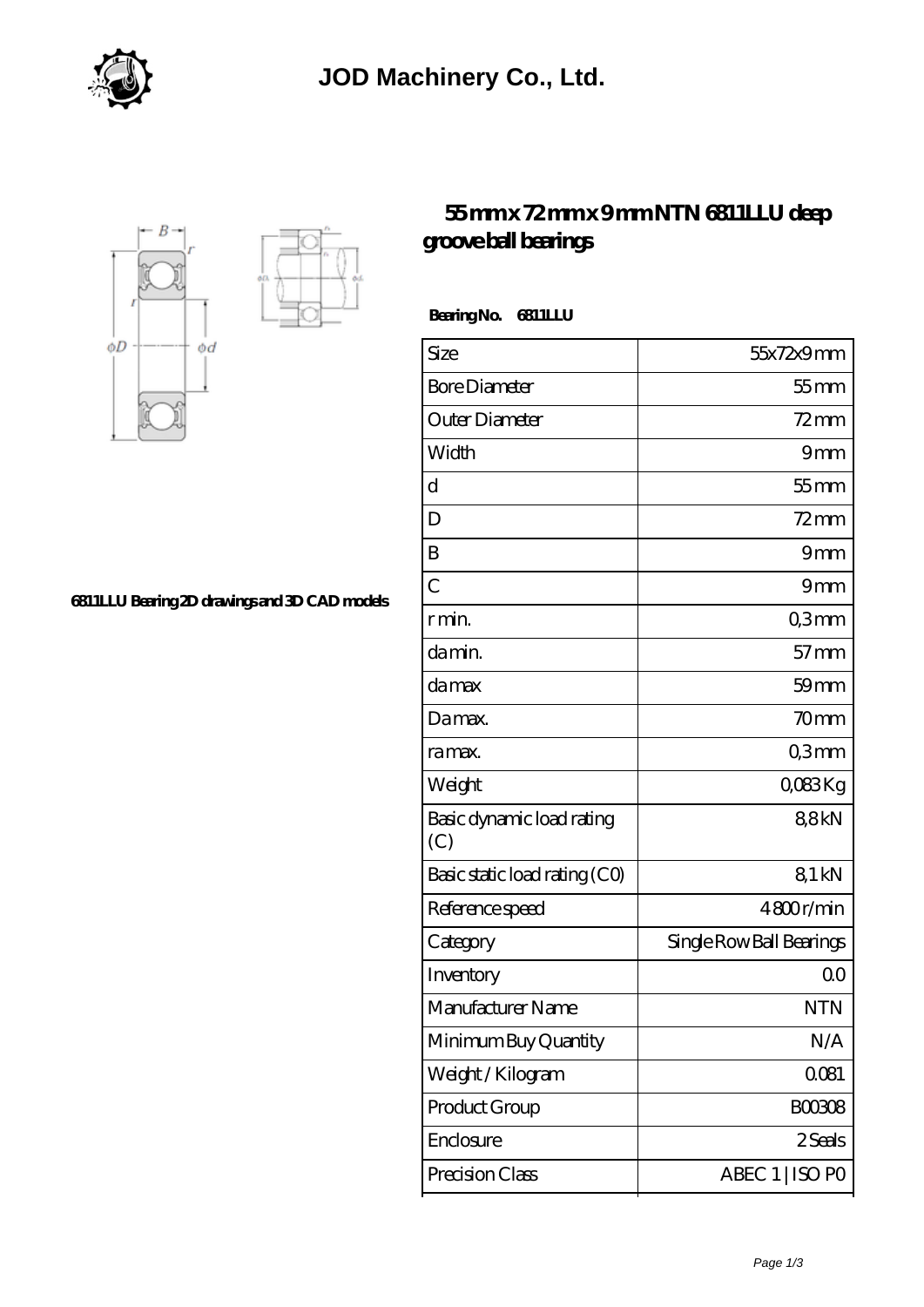# 55 mm x 72 mm x 9 mm NTN 6811LLU deep groove ball bearings

6811LLU Bearing 2D drawings and 3D CAD models

**Bearing No. 6811LLU**

| Size | 55x72x9 mm |
|---|---|
| Bore Diameter | 55 mm |
| Outer Diameter | 72 mm |
| Width | 9 mm |
| d | 55 mm |
| D | 72 mm |
| B | 9 mm |
| C | 9 mm |
| r min. | 0,3 mm |
| da min. | 57 mm |
| da max | 59 mm |
| Da max. | 70 mm |
| ra max. | 0,3 mm |
| Weight | 0,083 Kg |
| Basic dynamic load rating (C) | 8,8 kN |
| Basic static load rating (C0) | 8,1 kN |
| Reference speed | 4800 r/min |
| Category | Single Row Ball Bearings |
| Inventory | 0.0 |
| Manufacturer Name | NTN |
| Minimum Buy Quantity | N/A |
| Weight / Kilogram | 0.081 |
| Product Group | B00308 |
| Enclosure | 2 Seals |
| Precision Class | ABEC 1 \| ISO P0 |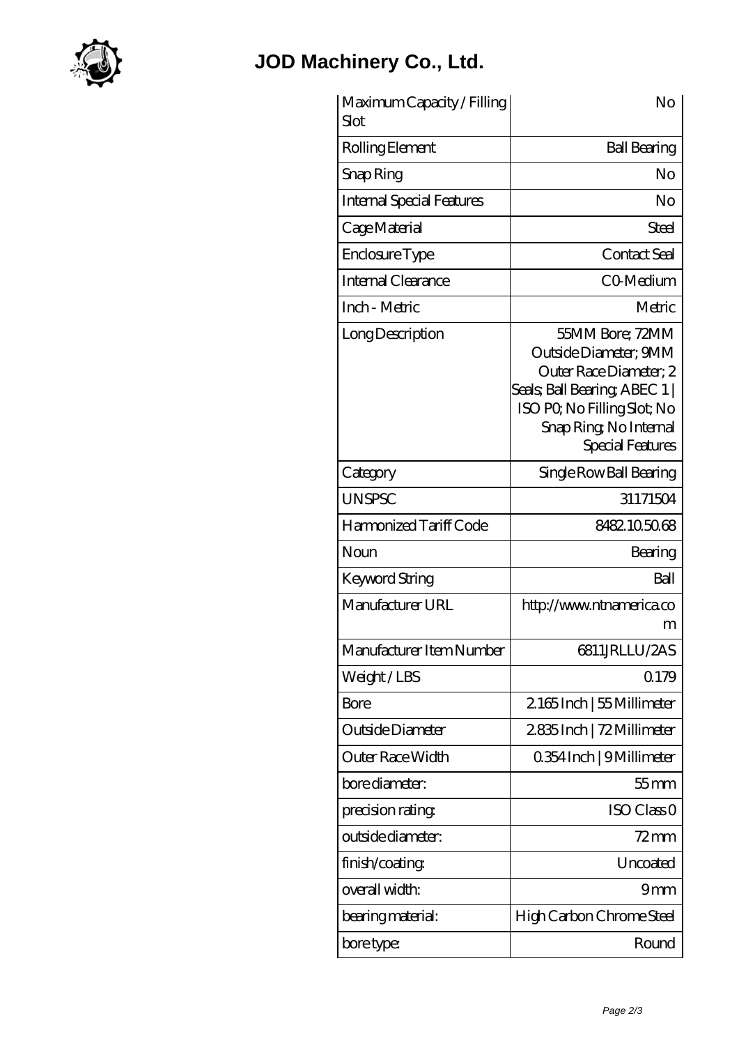# JOD Machinery Co., Ltd.

| Maximum Capacity / Filling Slot | No |
|---|---|
| Rolling Element | Ball Bearing |
| Snap Ring | No |
| Internal Special Features | No |
| Cage Material | Steel |
| Enclosure Type | Contact Seal |
| Internal Clearance | C0-Medium |
| Inch - Metric | Metric |
| Long Description | 55MM Bore; 72MM Outside Diameter; 9MM Outer Race Diameter; 2 Seals; Ball Bearing; ABEC 1 \| ISO P0; No Filling Slot; No Snap Ring; No Internal Special Features |
| Category | Single Row Ball Bearing |
| UNSPSC | 31171504 |
| Harmonized Tariff Code | 8482.10.50.68 |
| Noun | Bearing |
| Keyword String | Ball |
| Manufacturer URL | http://www.ntnamerica.com |
| Manufacturer Item Number | 6811JRLLU/2AS |
| Weight / LBS | 0.179 |
| Bore | 2.165 Inch \| 55 Millimeter |
| Outside Diameter | 2.835 Inch \| 72 Millimeter |
| Outer Race Width | 0.354 Inch \| 9 Millimeter |
| bore diameter: | 55 mm |
| precision rating: | ISO Class 0 |
| outside diameter: | 72 mm |
| finish/coating: | Uncoated |
| overall width: | 9 mm |
| bearing material: | High Carbon Chrome Steel |
| bore type: | Round |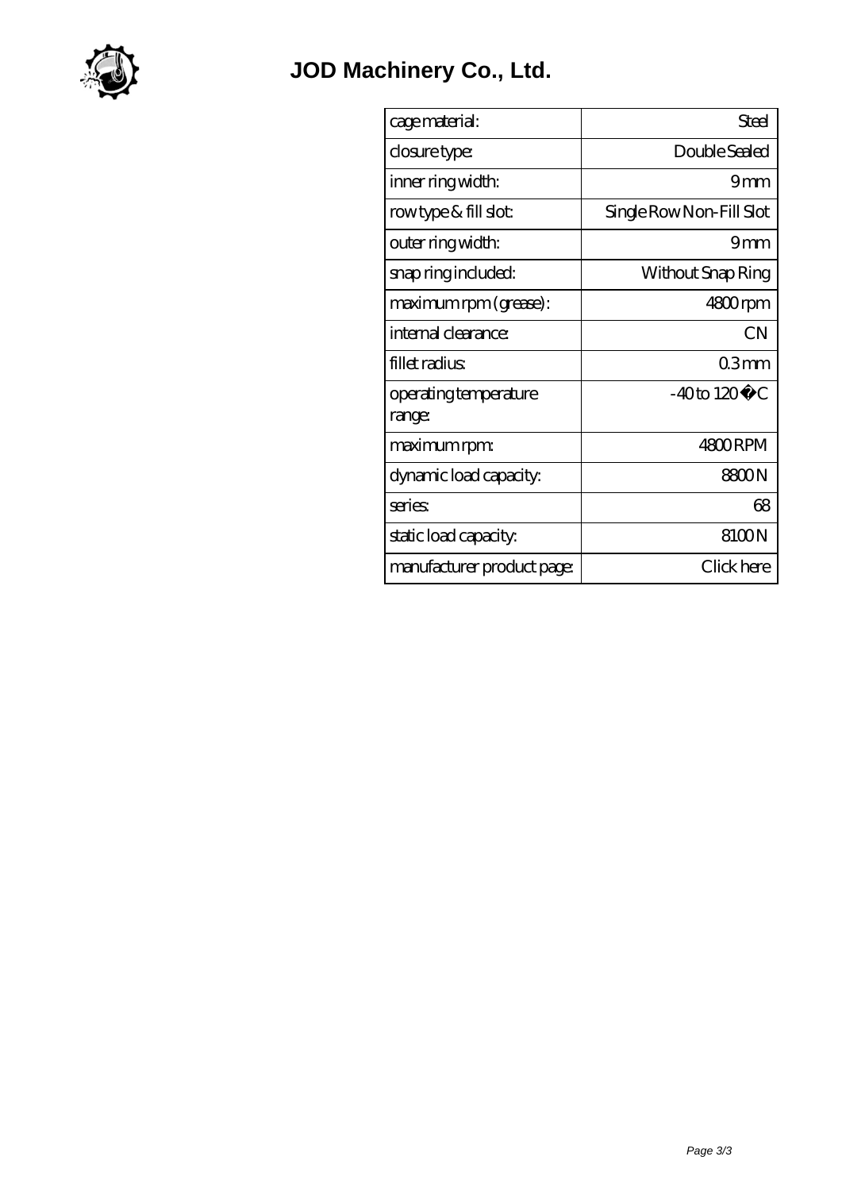# JOD Machinery Co., Ltd.

| | |
|---|---|
| cage material: | Steel |
| closure type: | Double Sealed |
| inner ring width: | 9 mm |
| row type & fill slot: | Single Row Non-Fill Slot |
| outer ring width: | 9 mm |
| snap ring included: | Without Snap Ring |
| maximum rpm (grease): | 4800 rpm |
| internal clearance: | CN |
| fillet radius: | 0.3 mm |
| operating temperature range: | -40 to 120 �C |
| maximum rpm: | 4800 RPM |
| dynamic load capacity: | 8800 N |
| series: | 68 |
| static load capacity: | 8100 N |
| manufacturer product page: | Click here |